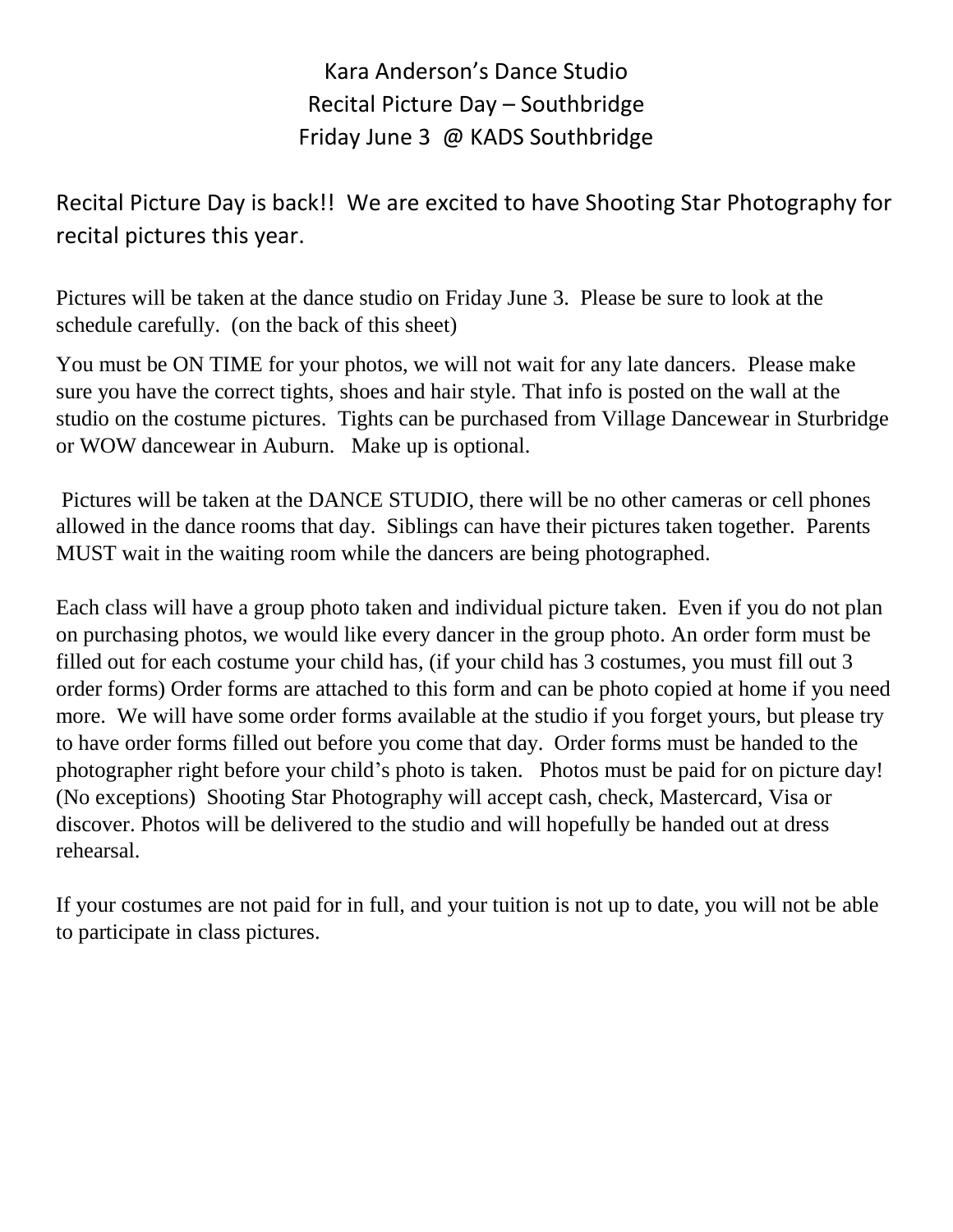# Kara Anderson's Dance Studio
## Recital Picture Day – Southbridge
## Friday June 3 @ KADS Southbridge

Recital Picture Day is back!! We are excited to have Shooting Star Photography for recital pictures this year.

Pictures will be taken at the dance studio on Friday June 3. Please be sure to look at the schedule carefully. (on the back of this sheet)

You must be ON TIME for your photos, we will not wait for any late dancers. Please make sure you have the correct tights, shoes and hair style. That info is posted on the wall at the studio on the costume pictures. Tights can be purchased from Village Dancewear in Sturbridge or WOW dancewear in Auburn. Make up is optional.

Pictures will be taken at the DANCE STUDIO, there will be no other cameras or cell phones allowed in the dance rooms that day. Siblings can have their pictures taken together. Parents MUST wait in the waiting room while the dancers are being photographed.

Each class will have a group photo taken and individual picture taken. Even if you do not plan on purchasing photos, we would like every dancer in the group photo. An order form must be filled out for each costume your child has, (if your child has 3 costumes, you must fill out 3 order forms) Order forms are attached to this form and can be photo copied at home if you need more. We will have some order forms available at the studio if you forget yours, but please try to have order forms filled out before you come that day. Order forms must be handed to the photographer right before your child's photo is taken. Photos must be paid for on picture day! (No exceptions) Shooting Star Photography will accept cash, check, Mastercard, Visa or discover. Photos will be delivered to the studio and will hopefully be handed out at dress rehearsal.

If your costumes are not paid for in full, and your tuition is not up to date, you will not be able to participate in class pictures.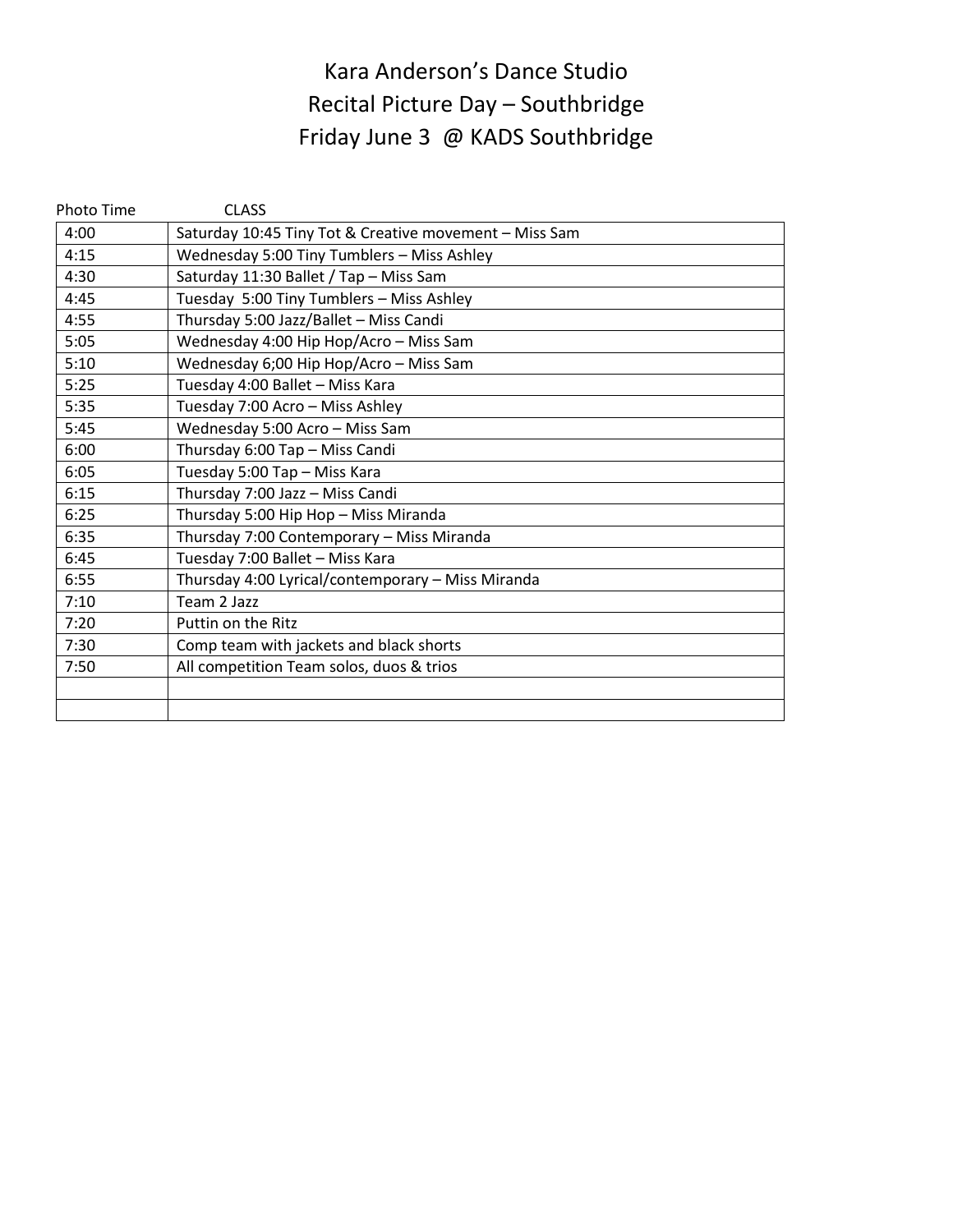# Kara Anderson's Dance Studio
# Recital Picture Day – Southbridge
# Friday June 3 @ KADS Southbridge

| Photo Time | CLASS |
|---|---|
| 4:00 | Saturday 10:45 Tiny Tot & Creative movement – Miss Sam |
| 4:15 | Wednesday 5:00 Tiny Tumblers – Miss Ashley |
| 4:30 | Saturday 11:30 Ballet / Tap – Miss Sam |
| 4:45 | Tuesday 5:00 Tiny Tumblers – Miss Ashley |
| 4:55 | Thursday 5:00 Jazz/Ballet – Miss Candi |
| 5:05 | Wednesday 4:00 Hip Hop/Acro – Miss Sam |
| 5:10 | Wednesday 6;00 Hip Hop/Acro – Miss Sam |
| 5:25 | Tuesday 4:00 Ballet – Miss Kara |
| 5:35 | Tuesday 7:00 Acro – Miss Ashley |
| 5:45 | Wednesday 5:00 Acro – Miss Sam |
| 6:00 | Thursday 6:00 Tap – Miss Candi |
| 6:05 | Tuesday 5:00 Tap – Miss Kara |
| 6:15 | Thursday 7:00 Jazz – Miss Candi |
| 6:25 | Thursday 5:00 Hip Hop – Miss Miranda |
| 6:35 | Thursday 7:00 Contemporary – Miss Miranda |
| 6:45 | Tuesday 7:00 Ballet – Miss Kara |
| 6:55 | Thursday 4:00 Lyrical/contemporary – Miss Miranda |
| 7:10 | Team 2 Jazz |
| 7:20 | Puttin on the Ritz |
| 7:30 | Comp team with jackets and black shorts |
| 7:50 | All competition Team solos, duos & trios |
| | |
| | |